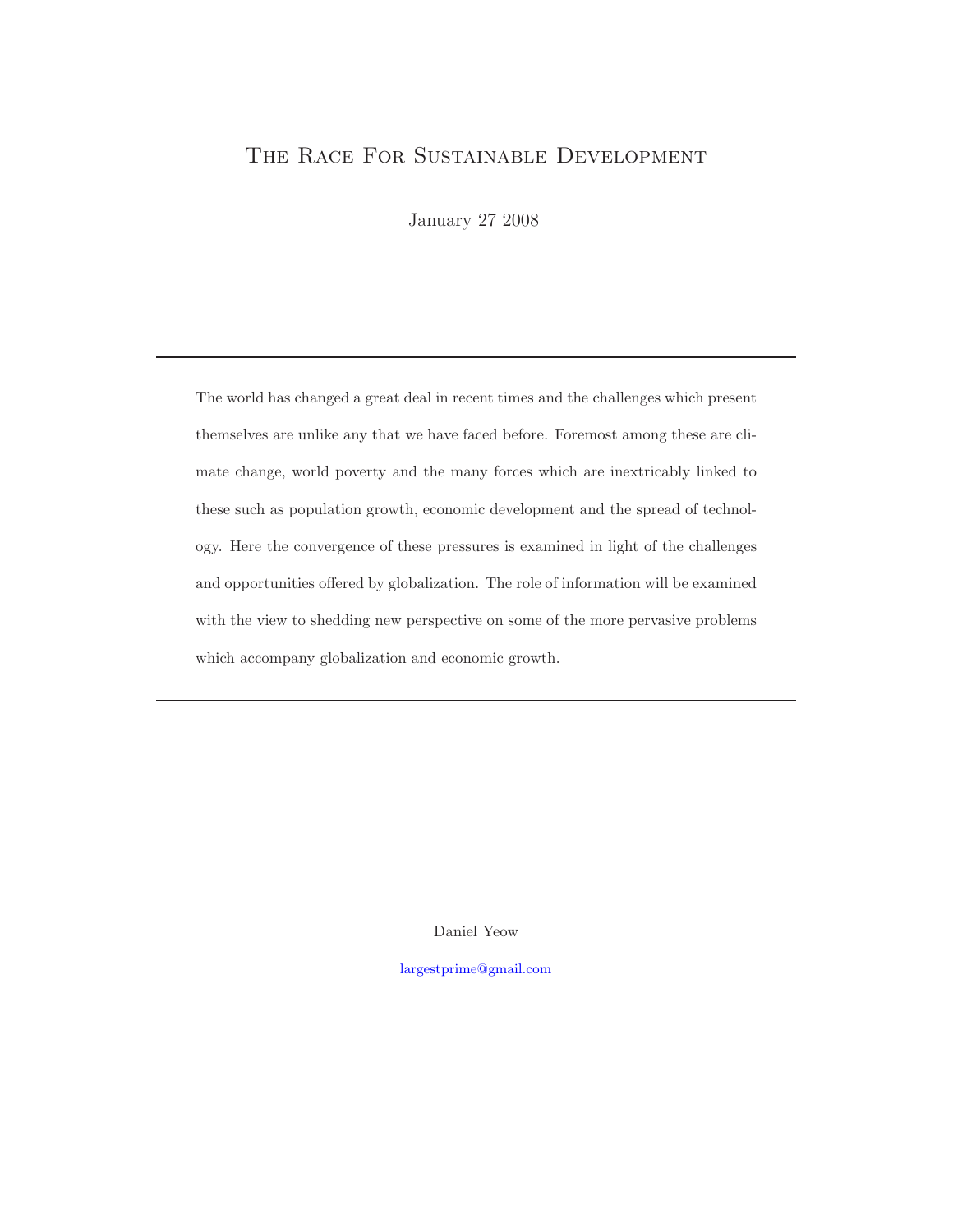# The Race For Sustainable Development

January 27 2008

---

The world has changed a great deal in recent times and the challenges which present themselves are unlike any that we have faced before. Foremost among these are climate change, world poverty and the many forces which are inextricably linked to these such as population growth, economic development and the spread of technology. Here the convergence of these pressures is examined in light of the challenges and opportunities offered by globalization. The role of information will be examined with the view to shedding new perspective on some of the more pervasive problems which accompany globalization and economic growth.

---

Daniel Yeow

largestprime@gmail.com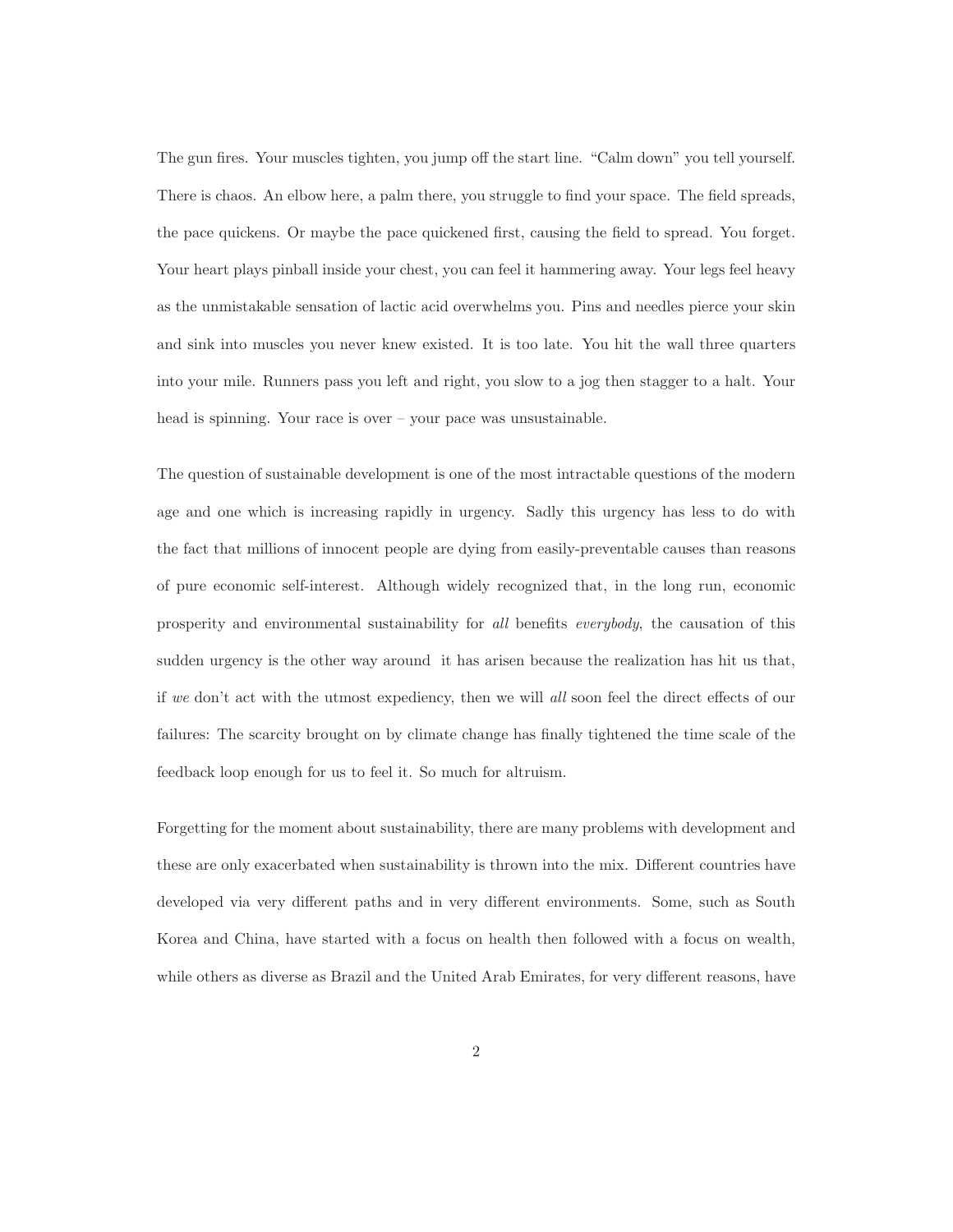The gun fires. Your muscles tighten, you jump off the start line. "Calm down" you tell yourself. There is chaos. An elbow here, a palm there, you struggle to find your space. The field spreads, the pace quickens. Or maybe the pace quickened first, causing the field to spread. You forget. Your heart plays pinball inside your chest, you can feel it hammering away. Your legs feel heavy as the unmistakable sensation of lactic acid overwhelms you. Pins and needles pierce your skin and sink into muscles you never knew existed. It is too late. You hit the wall three quarters into your mile. Runners pass you left and right, you slow to a jog then stagger to a halt. Your head is spinning. Your race is over – your pace was unsustainable.

The question of sustainable development is one of the most intractable questions of the modern age and one which is increasing rapidly in urgency. Sadly this urgency has less to do with the fact that millions of innocent people are dying from easily-preventable causes than reasons of pure economic self-interest. Although widely recognized that, in the long run, economic prosperity and environmental sustainability for *all* benefits *everybody*, the causation of this sudden urgency is the other way around  it has arisen because the realization has hit us that, if *we* don't act with the utmost expediency, then we will *all* soon feel the direct effects of our failures: The scarcity brought on by climate change has finally tightened the time scale of the feedback loop enough for us to feel it. So much for altruism.

Forgetting for the moment about sustainability, there are many problems with development and these are only exacerbated when sustainability is thrown into the mix. Different countries have developed via very different paths and in very different environments. Some, such as South Korea and China, have started with a focus on health then followed with a focus on wealth, while others as diverse as Brazil and the United Arab Emirates, for very different reasons, have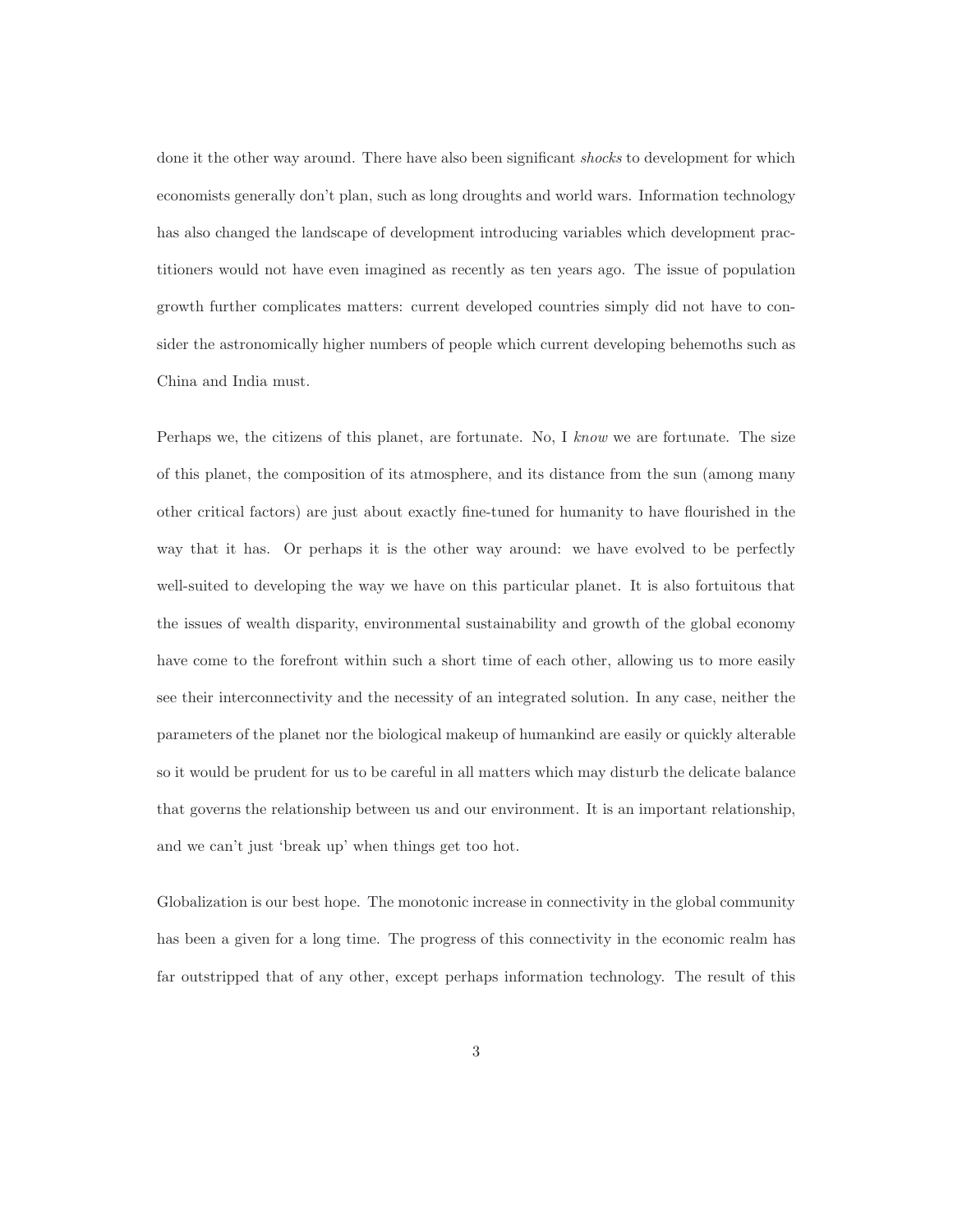done it the other way around. There have also been significant *shocks* to development for which economists generally don't plan, such as long droughts and world wars. Information technology has also changed the landscape of development introducing variables which development practitioners would not have even imagined as recently as ten years ago. The issue of population growth further complicates matters: current developed countries simply did not have to consider the astronomically higher numbers of people which current developing behemoths such as China and India must.

Perhaps we, the citizens of this planet, are fortunate. No, I *know* we are fortunate. The size of this planet, the composition of its atmosphere, and its distance from the sun (among many other critical factors) are just about exactly fine-tuned for humanity to have flourished in the way that it has. Or perhaps it is the other way around: we have evolved to be perfectly well-suited to developing the way we have on this particular planet. It is also fortuitous that the issues of wealth disparity, environmental sustainability and growth of the global economy have come to the forefront within such a short time of each other, allowing us to more easily see their interconnectivity and the necessity of an integrated solution. In any case, neither the parameters of the planet nor the biological makeup of humankind are easily or quickly alterable so it would be prudent for us to be careful in all matters which may disturb the delicate balance that governs the relationship between us and our environment. It is an important relationship, and we can't just 'break up' when things get too hot.

Globalization is our best hope. The monotonic increase in connectivity in the global community has been a given for a long time. The progress of this connectivity in the economic realm has far outstripped that of any other, except perhaps information technology. The result of this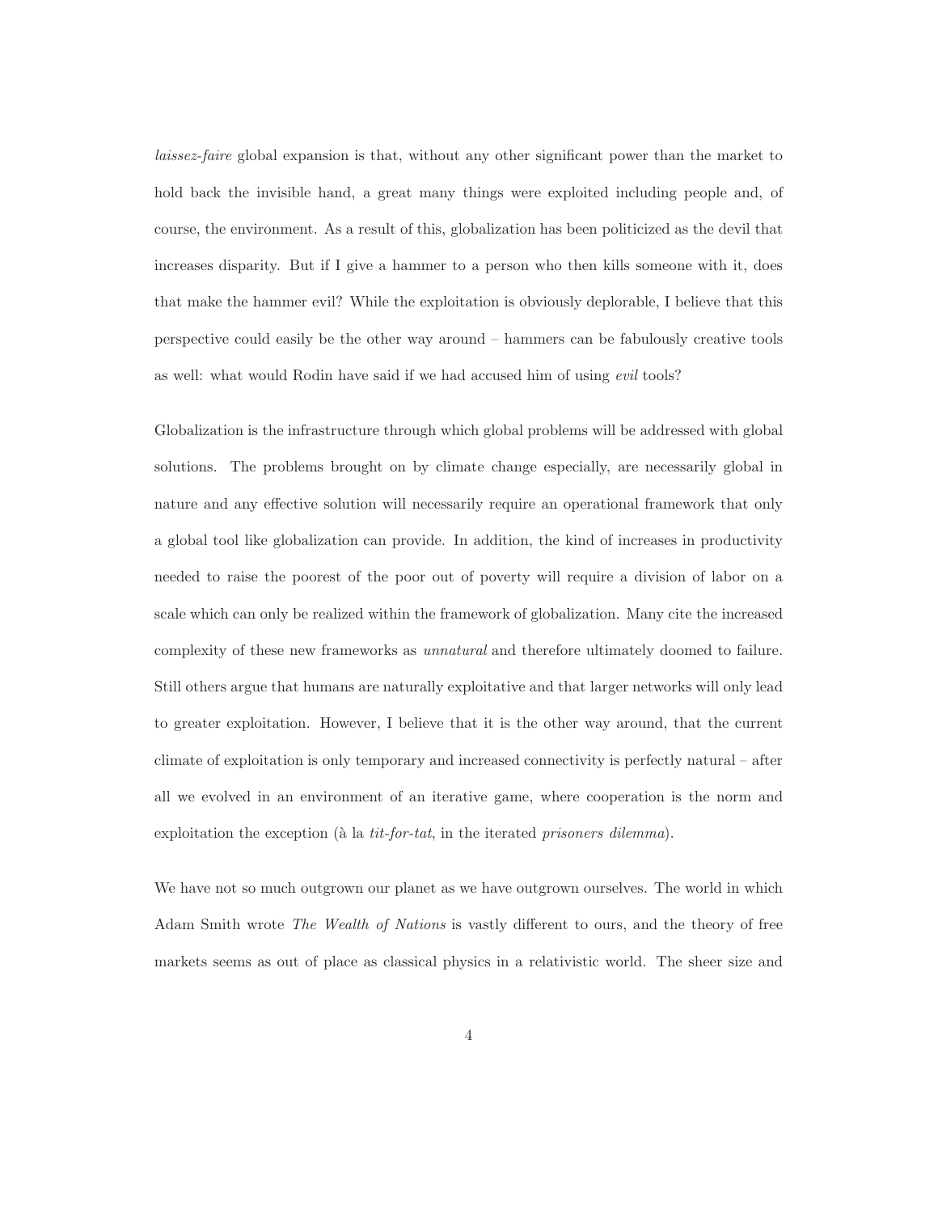*laissez-faire* global expansion is that, without any other significant power than the market to hold back the invisible hand, a great many things were exploited including people and, of course, the environment. As a result of this, globalization has been politicized as the devil that increases disparity. But if I give a hammer to a person who then kills someone with it, does that make the hammer evil? While the exploitation is obviously deplorable, I believe that this perspective could easily be the other way around – hammers can be fabulously creative tools as well: what would Rodin have said if we had accused him of using *evil* tools?

Globalization is the infrastructure through which global problems will be addressed with global solutions. The problems brought on by climate change especially, are necessarily global in nature and any effective solution will necessarily require an operational framework that only a global tool like globalization can provide. In addition, the kind of increases in productivity needed to raise the poorest of the poor out of poverty will require a division of labor on a scale which can only be realized within the framework of globalization. Many cite the increased complexity of these new frameworks as *unnatural* and therefore ultimately doomed to failure. Still others argue that humans are naturally exploitative and that larger networks will only lead to greater exploitation. However, I believe that it is the other way around, that the current climate of exploitation is only temporary and increased connectivity is perfectly natural – after all we evolved in an environment of an iterative game, where cooperation is the norm and exploitation the exception (à la *tit-for-tat*, in the iterated *prisoners dilemma*).

We have not so much outgrown our planet as we have outgrown ourselves. The world in which Adam Smith wrote *The Wealth of Nations* is vastly different to ours, and the theory of free markets seems as out of place as classical physics in a relativistic world. The sheer size and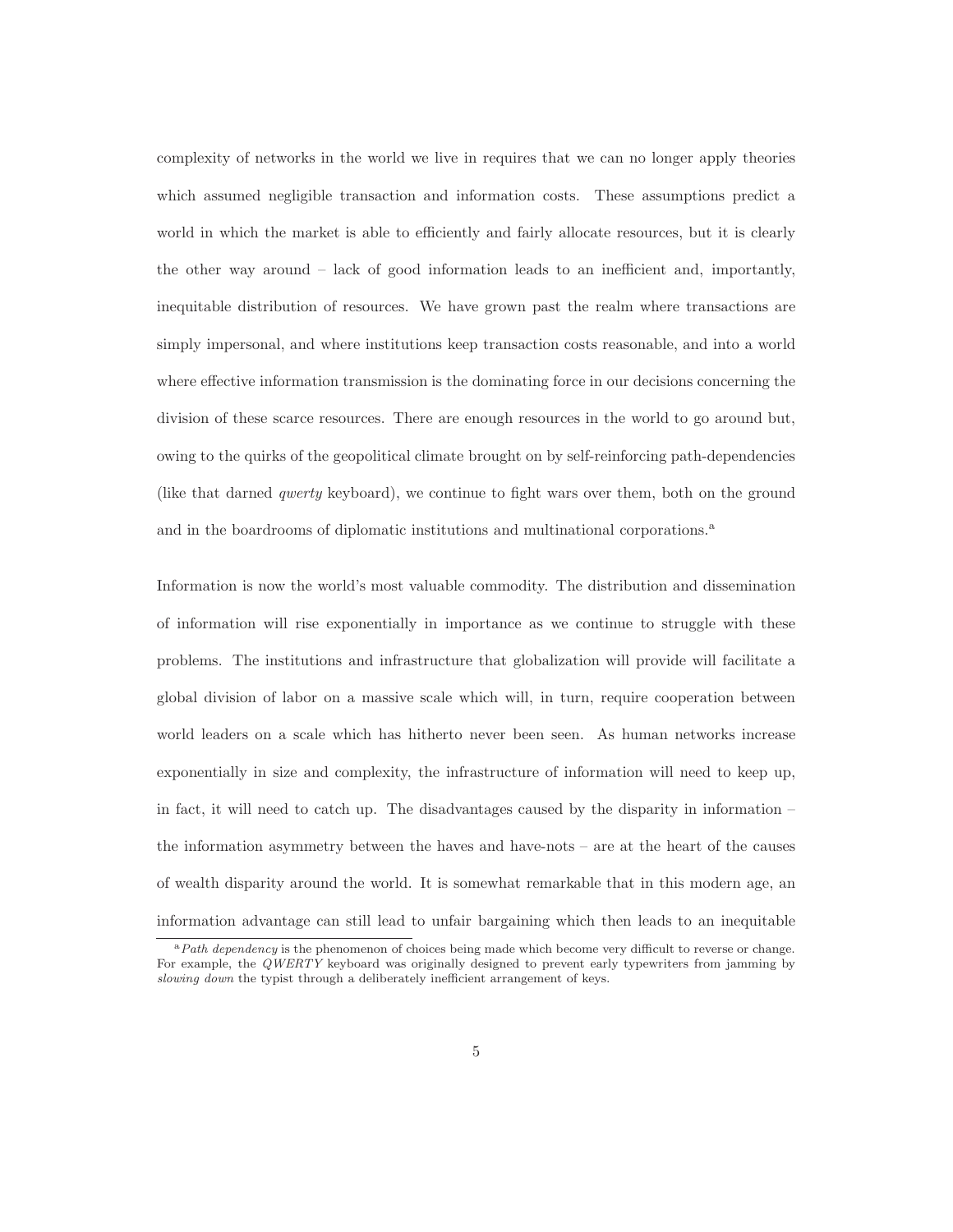complexity of networks in the world we live in requires that we can no longer apply theories which assumed negligible transaction and information costs. These assumptions predict a world in which the market is able to efficiently and fairly allocate resources, but it is clearly the other way around – lack of good information leads to an inefficient and, importantly, inequitable distribution of resources. We have grown past the realm where transactions are simply impersonal, and where institutions keep transaction costs reasonable, and into a world where effective information transmission is the dominating force in our decisions concerning the division of these scarce resources. There are enough resources in the world to go around but, owing to the quirks of the geopolitical climate brought on by self-reinforcing path-dependencies (like that darned *qwerty* keyboard), we continue to fight wars over them, both on the ground and in the boardrooms of diplomatic institutions and multinational corporations.[a]

Information is now the world's most valuable commodity. The distribution and dissemination of information will rise exponentially in importance as we continue to struggle with these problems. The institutions and infrastructure that globalization will provide will facilitate a global division of labor on a massive scale which will, in turn, require cooperation between world leaders on a scale which has hitherto never been seen. As human networks increase exponentially in size and complexity, the infrastructure of information will need to keep up, in fact, it will need to catch up. The disadvantages caused by the disparity in information – the information asymmetry between the haves and have-nots – are at the heart of the causes of wealth disparity around the world. It is somewhat remarkable that in this modern age, an information advantage can still lead to unfair bargaining which then leads to an inequitable

[a] *Path dependency* is the phenomenon of choices being made which become very difficult to reverse or change. For example, the *QWERTY* keyboard was originally designed to prevent early typewriters from jamming by *slowing down* the typist through a deliberately inefficient arrangement of keys.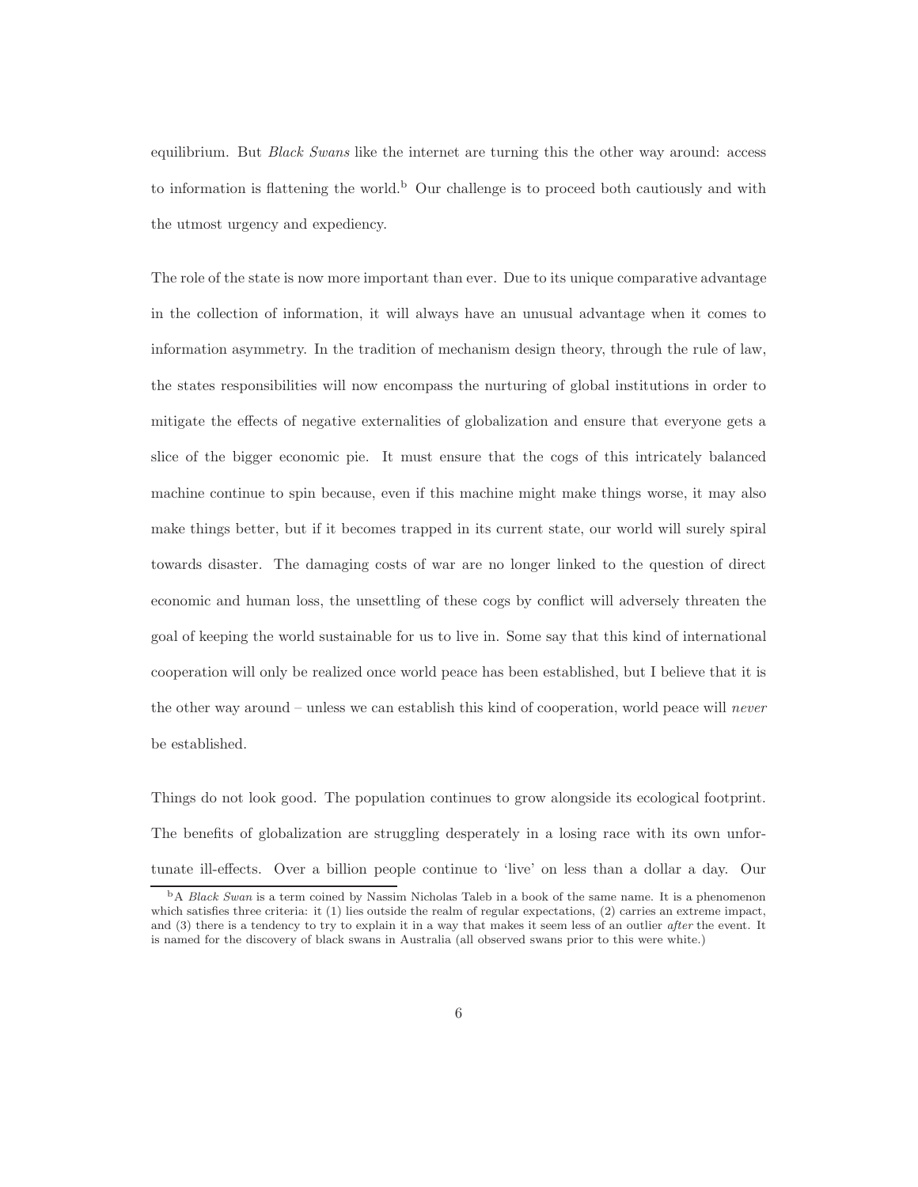equilibrium. But *Black Swans* like the internet are turning this the other way around: access to information is flattening the world.[b] Our challenge is to proceed both cautiously and with the utmost urgency and expediency.

The role of the state is now more important than ever. Due to its unique comparative advantage in the collection of information, it will always have an unusual advantage when it comes to information asymmetry. In the tradition of mechanism design theory, through the rule of law, the states responsibilities will now encompass the nurturing of global institutions in order to mitigate the effects of negative externalities of globalization and ensure that everyone gets a slice of the bigger economic pie. It must ensure that the cogs of this intricately balanced machine continue to spin because, even if this machine might make things worse, it may also make things better, but if it becomes trapped in its current state, our world will surely spiral towards disaster. The damaging costs of war are no longer linked to the question of direct economic and human loss, the unsettling of these cogs by conflict will adversely threaten the goal of keeping the world sustainable for us to live in. Some say that this kind of international cooperation will only be realized once world peace has been established, but I believe that it is the other way around – unless we can establish this kind of cooperation, world peace will *never* be established.

Things do not look good. The population continues to grow alongside its ecological footprint. The benefits of globalization are struggling desperately in a losing race with its own unfortunate ill-effects. Over a billion people continue to 'live' on less than a dollar a day. Our

[b] A *Black Swan* is a term coined by Nassim Nicholas Taleb in a book of the same name. It is a phenomenon which satisfies three criteria: it (1) lies outside the realm of regular expectations, (2) carries an extreme impact, and (3) there is a tendency to try to explain it in a way that makes it seem less of an outlier *after* the event. It is named for the discovery of black swans in Australia (all observed swans prior to this were white.)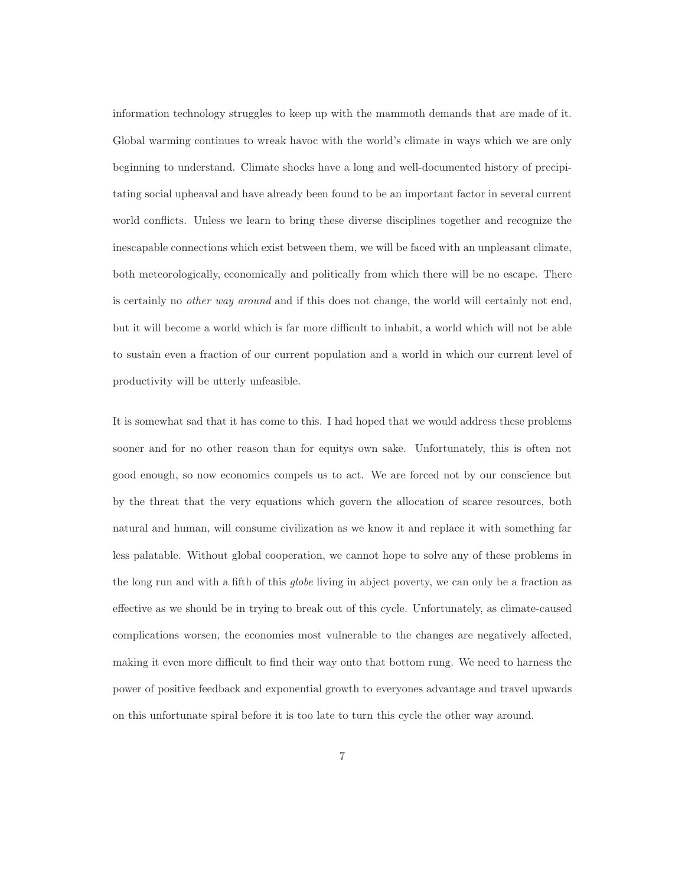information technology struggles to keep up with the mammoth demands that are made of it. Global warming continues to wreak havoc with the world's climate in ways which we are only beginning to understand. Climate shocks have a long and well-documented history of precipitating social upheaval and have already been found to be an important factor in several current world conflicts. Unless we learn to bring these diverse disciplines together and recognize the inescapable connections which exist between them, we will be faced with an unpleasant climate, both meteorologically, economically and politically from which there will be no escape. There is certainly no *other way around* and if this does not change, the world will certainly not end, but it will become a world which is far more difficult to inhabit, a world which will not be able to sustain even a fraction of our current population and a world in which our current level of productivity will be utterly unfeasible.

It is somewhat sad that it has come to this. I had hoped that we would address these problems sooner and for no other reason than for equitys own sake. Unfortunately, this is often not good enough, so now economics compels us to act. We are forced not by our conscience but by the threat that the very equations which govern the allocation of scarce resources, both natural and human, will consume civilization as we know it and replace it with something far less palatable. Without global cooperation, we cannot hope to solve any of these problems in the long run and with a fifth of this *globe* living in abject poverty, we can only be a fraction as effective as we should be in trying to break out of this cycle. Unfortunately, as climate-caused complications worsen, the economies most vulnerable to the changes are negatively affected, making it even more difficult to find their way onto that bottom rung. We need to harness the power of positive feedback and exponential growth to everyones advantage and travel upwards on this unfortunate spiral before it is too late to turn this cycle the other way around.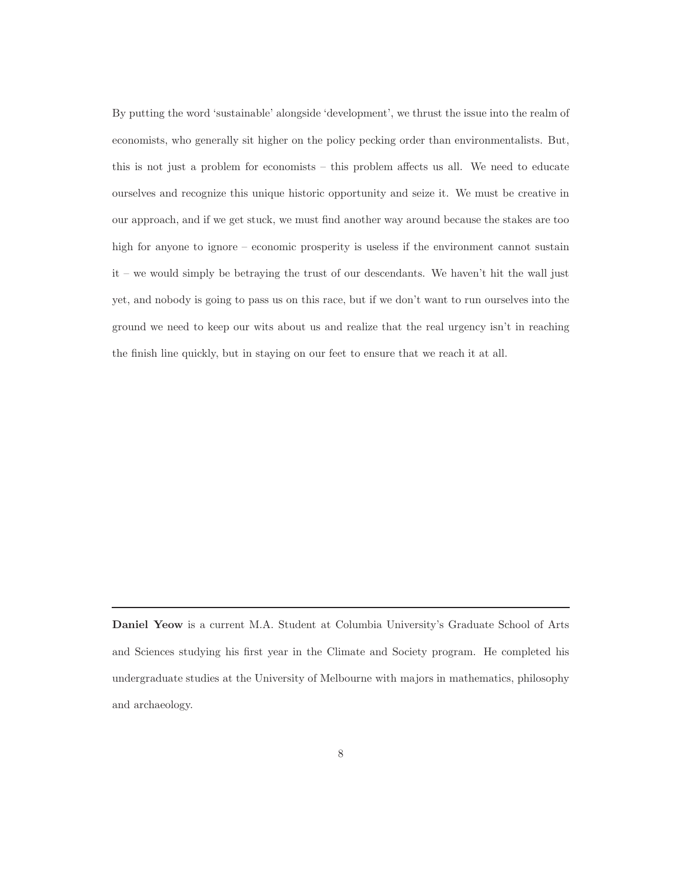By putting the word 'sustainable' alongside 'development', we thrust the issue into the realm of economists, who generally sit higher on the policy pecking order than environmentalists. But, this is not just a problem for economists – this problem affects us all. We need to educate ourselves and recognize this unique historic opportunity and seize it. We must be creative in our approach, and if we get stuck, we must find another way around because the stakes are too high for anyone to ignore – economic prosperity is useless if the environment cannot sustain it – we would simply be betraying the trust of our descendants. We haven't hit the wall just yet, and nobody is going to pass us on this race, but if we don't want to run ourselves into the ground we need to keep our wits about us and realize that the real urgency isn't in reaching the finish line quickly, but in staying on our feet to ensure that we reach it at all.

---

**Daniel Yeow** is a current M.A. Student at Columbia University's Graduate School of Arts and Sciences studying his first year in the Climate and Society program. He completed his undergraduate studies at the University of Melbourne with majors in mathematics, philosophy and archaeology.